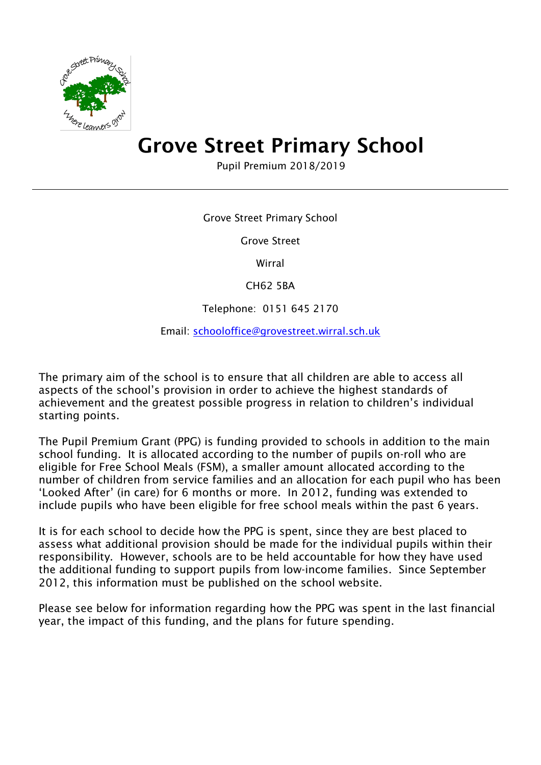# Grove Street Primary School

Pupil Premium 2018/2019

---

Grove Street Primary School

Grove Street

Wirral

CH62 5BA

Telephone: 0151 645 2170

Email: schooloffice@grovestreet.wirral.sch.uk

The primary aim of the school is to ensure that all children are able to access all aspects of the school's provision in order to achieve the highest standards of achievement and the greatest possible progress in relation to children's individual starting points.

The Pupil Premium Grant (PPG) is funding provided to schools in addition to the main school funding. It is allocated according to the number of pupils on-roll who are eligible for Free School Meals (FSM), a smaller amount allocated according to the number of children from service families and an allocation for each pupil who has been 'Looked After' (in care) for 6 months or more. In 2012, funding was extended to include pupils who have been eligible for free school meals within the past 6 years.

It is for each school to decide how the PPG is spent, since they are best placed to assess what additional provision should be made for the individual pupils within their responsibility. However, schools are to be held accountable for how they have used the additional funding to support pupils from low-income families. Since September 2012, this information must be published on the school website.

Please see below for information regarding how the PPG was spent in the last financial year, the impact of this funding, and the plans for future spending.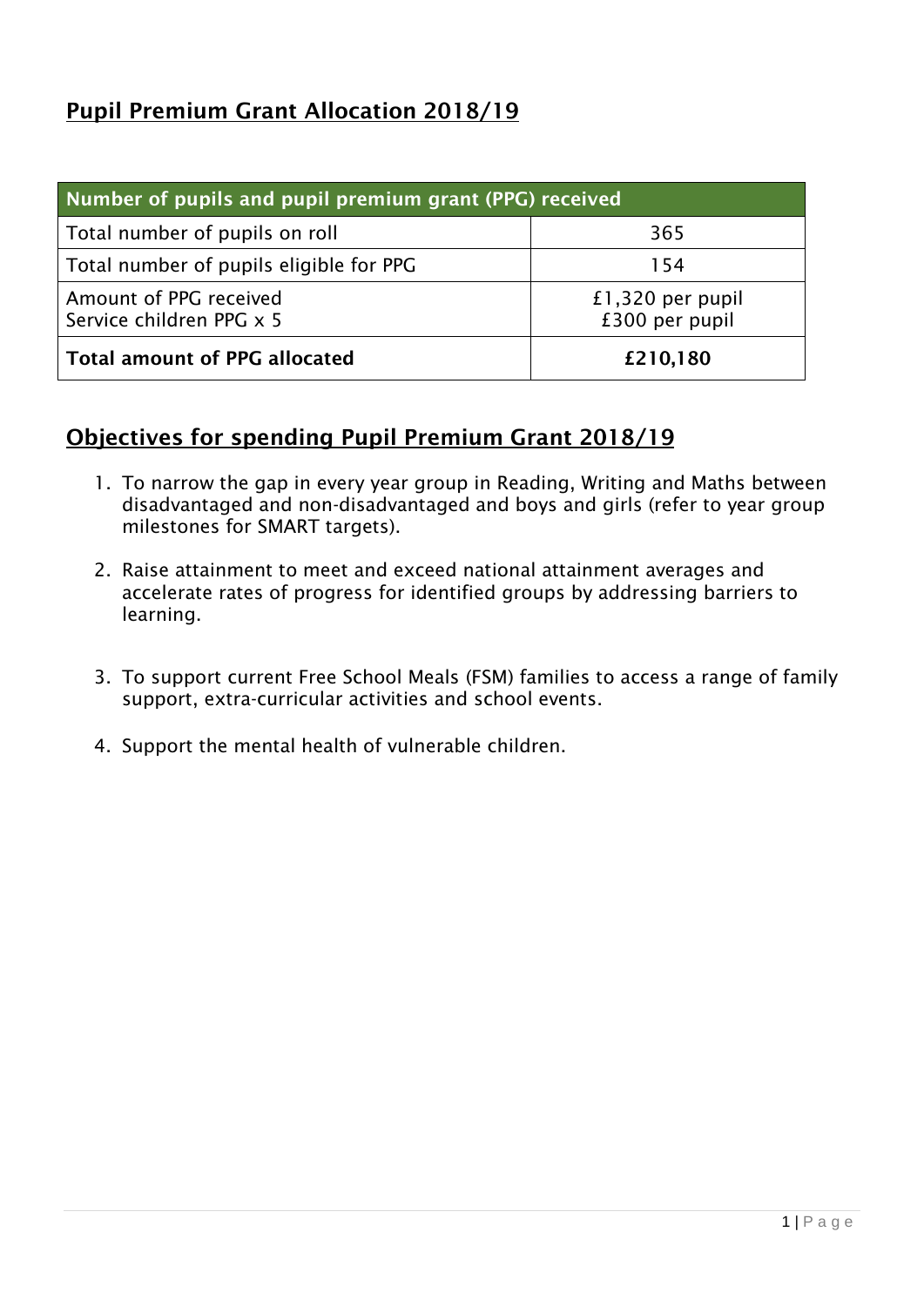## Pupil Premium Grant Allocation 2018/19

| Number of pupils and pupil premium grant (PPG) received | |
|---|---|
| Total number of pupils on roll | 365 |
| Total number of pupils eligible for PPG | 154 |
| Amount of PPG received<br>Service children PPG x 5 | £1,320 per pupil<br>£300 per pupil |
| **Total amount of PPG allocated** | **£210,180** |

## Objectives for spending Pupil Premium Grant 2018/19

1. To narrow the gap in every year group in Reading, Writing and Maths between disadvantaged and non-disadvantaged and boys and girls (refer to year group milestones for SMART targets).
2. Raise attainment to meet and exceed national attainment averages and accelerate rates of progress for identified groups by addressing barriers to learning.
3. To support current Free School Meals (FSM) families to access a range of family support, extra-curricular activities and school events.
4. Support the mental health of vulnerable children.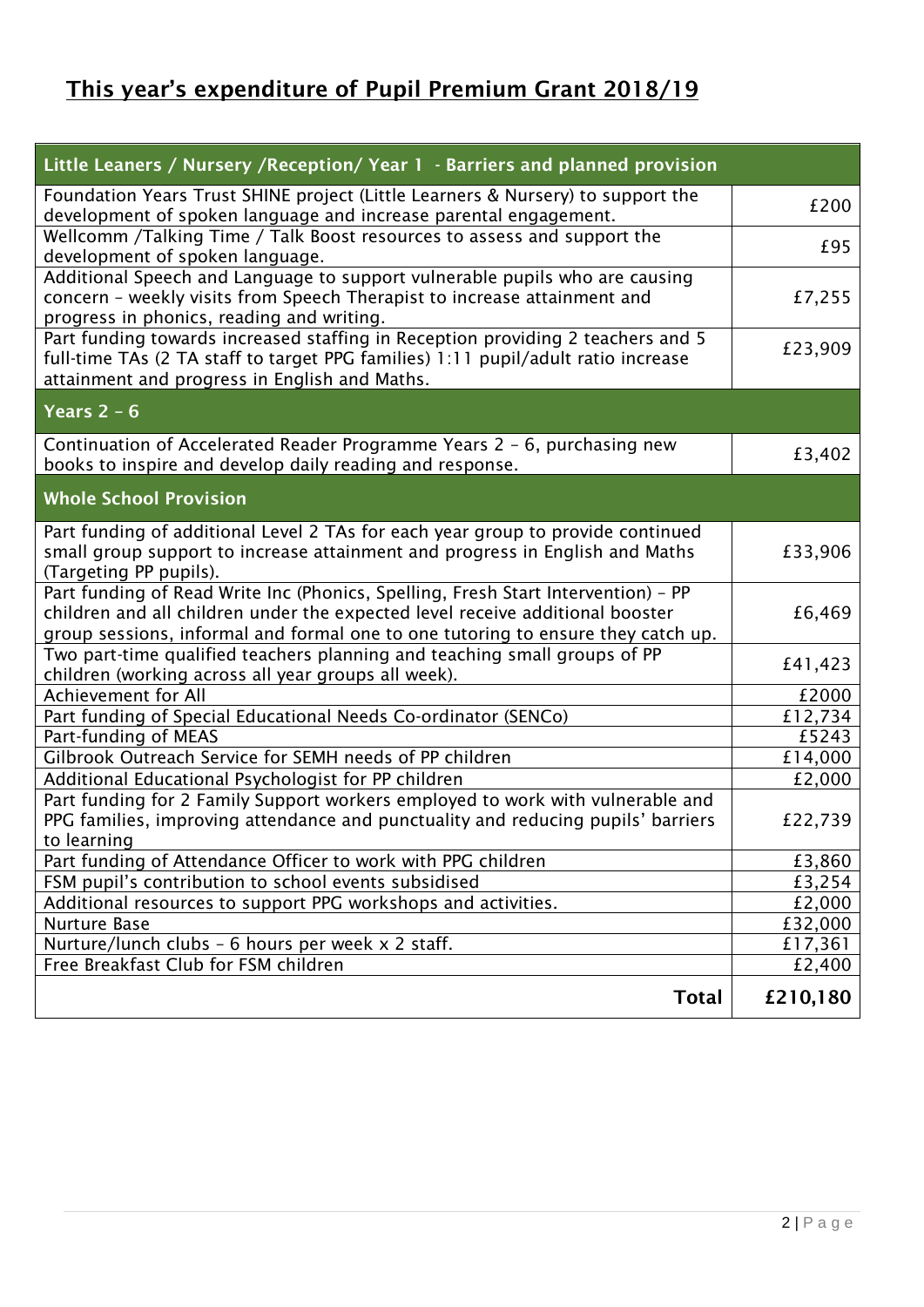## This year's expenditure of Pupil Premium Grant 2018/19

| Little Leaners / Nursery /Reception/ Year 1 - Barriers and planned provision | |
|---|---|
| Foundation Years Trust SHINE project (Little Learners & Nursery) to support the development of spoken language and increase parental engagement. | £200 |
| Wellcomm /Talking Time / Talk Boost resources to assess and support the development of spoken language. | £95 |
| Additional Speech and Language to support vulnerable pupils who are causing concern – weekly visits from Speech Therapist to increase attainment and progress in phonics, reading and writing. | £7,255 |
| Part funding towards increased staffing in Reception providing 2 teachers and 5 full-time TAs (2 TA staff to target PPG families) 1:11 pupil/adult ratio increase attainment and progress in English and Maths. | £23,909 |
| **Years 2 – 6** | |
| Continuation of Accelerated Reader Programme Years 2 – 6, purchasing new books to inspire and develop daily reading and response. | £3,402 |
| **Whole School Provision** | |
| Part funding of additional Level 2 TAs for each year group to provide continued small group support to increase attainment and progress in English and Maths (Targeting PP pupils). | £33,906 |
| Part funding of Read Write Inc (Phonics, Spelling, Fresh Start Intervention) – PP children and all children under the expected level receive additional booster group sessions, informal and formal one to one tutoring to ensure they catch up. | £6,469 |
| Two part-time qualified teachers planning and teaching small groups of PP children (working across all year groups all week). | £41,423 |
| Achievement for All | £2000 |
| Part funding of Special Educational Needs Co-ordinator (SENCo) | £12,734 |
| Part-funding of MEAS | £5243 |
| Gilbrook Outreach Service for SEMH needs of PP children | £14,000 |
| Additional Educational Psychologist for PP children | £2,000 |
| Part funding for 2 Family Support workers employed to work with vulnerable and PPG families, improving attendance and punctuality and reducing pupils' barriers to learning | £22,739 |
| Part funding of Attendance Officer to work with PPG children | £3,860 |
| FSM pupil's contribution to school events subsidised | £3,254 |
| Additional resources to support PPG workshops and activities. | £2,000 |
| Nurture Base | £32,000 |
| Nurture/lunch clubs – 6 hours per week x 2 staff. | £17,361 |
| Free Breakfast Club for FSM children | £2,400 |
| **Total** | **£210,180** |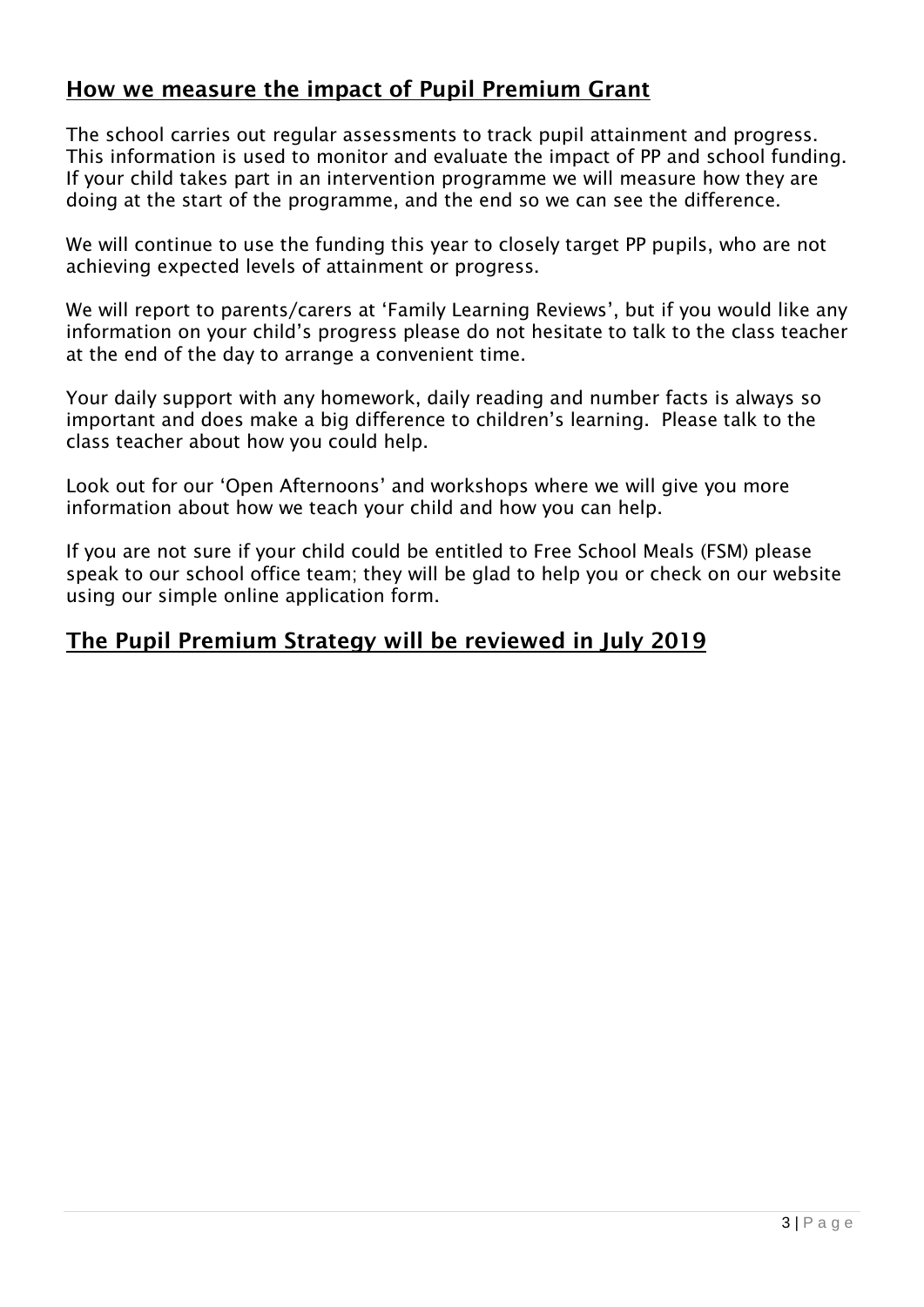## How we measure the impact of Pupil Premium Grant

The school carries out regular assessments to track pupil attainment and progress. This information is used to monitor and evaluate the impact of PP and school funding. If your child takes part in an intervention programme we will measure how they are doing at the start of the programme, and the end so we can see the difference.

We will continue to use the funding this year to closely target PP pupils, who are not achieving expected levels of attainment or progress.

We will report to parents/carers at 'Family Learning Reviews', but if you would like any information on your child's progress please do not hesitate to talk to the class teacher at the end of the day to arrange a convenient time.

Your daily support with any homework, daily reading and number facts is always so important and does make a big difference to children's learning. Please talk to the class teacher about how you could help.

Look out for our 'Open Afternoons' and workshops where we will give you more information about how we teach your child and how you can help.

If you are not sure if your child could be entitled to Free School Meals (FSM) please speak to our school office team; they will be glad to help you or check on our website using our simple online application form.

## The Pupil Premium Strategy will be reviewed in July 2019